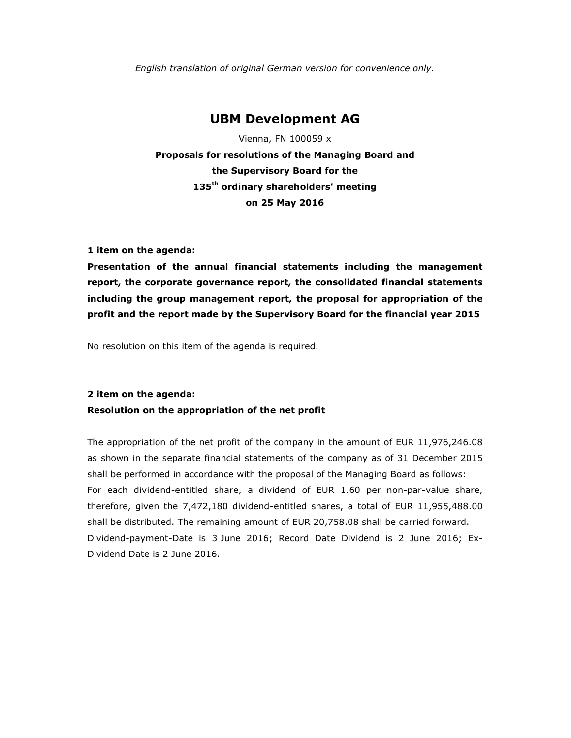*English translation of original German version for convenience only.*

# UBM Development AG

Vienna, FN 100059 x

**Proposals for resolutions of the Managing Board and the Supervisory Board for the 135th ordinary shareholders' meeting on 25 May 2016**

**1 item on the agenda:**

**Presentation of the annual financial statements including the management report, the corporate governance report, the consolidated financial statements including the group management report, the proposal for appropriation of the profit and the report made by the Supervisory Board for the financial year 2015**

No resolution on this item of the agenda is required.

**2 item on the agenda:**

**Resolution on the appropriation of the net profit**

The appropriation of the net profit of the company in the amount of EUR 11,976,246.08 as shown in the separate financial statements of the company as of 31 December 2015 shall be performed in accordance with the proposal of the Managing Board as follows:

For each dividend-entitled share, a dividend of EUR 1.60 per non-par-value share, therefore, given the 7,472,180 dividend-entitled shares, a total of EUR 11,955,488.00 shall be distributed. The remaining amount of EUR 20,758.08 shall be carried forward.

Dividend-payment-Date is 3 June 2016; Record Date Dividend is 2 June 2016; Ex-Dividend Date is 2 June 2016.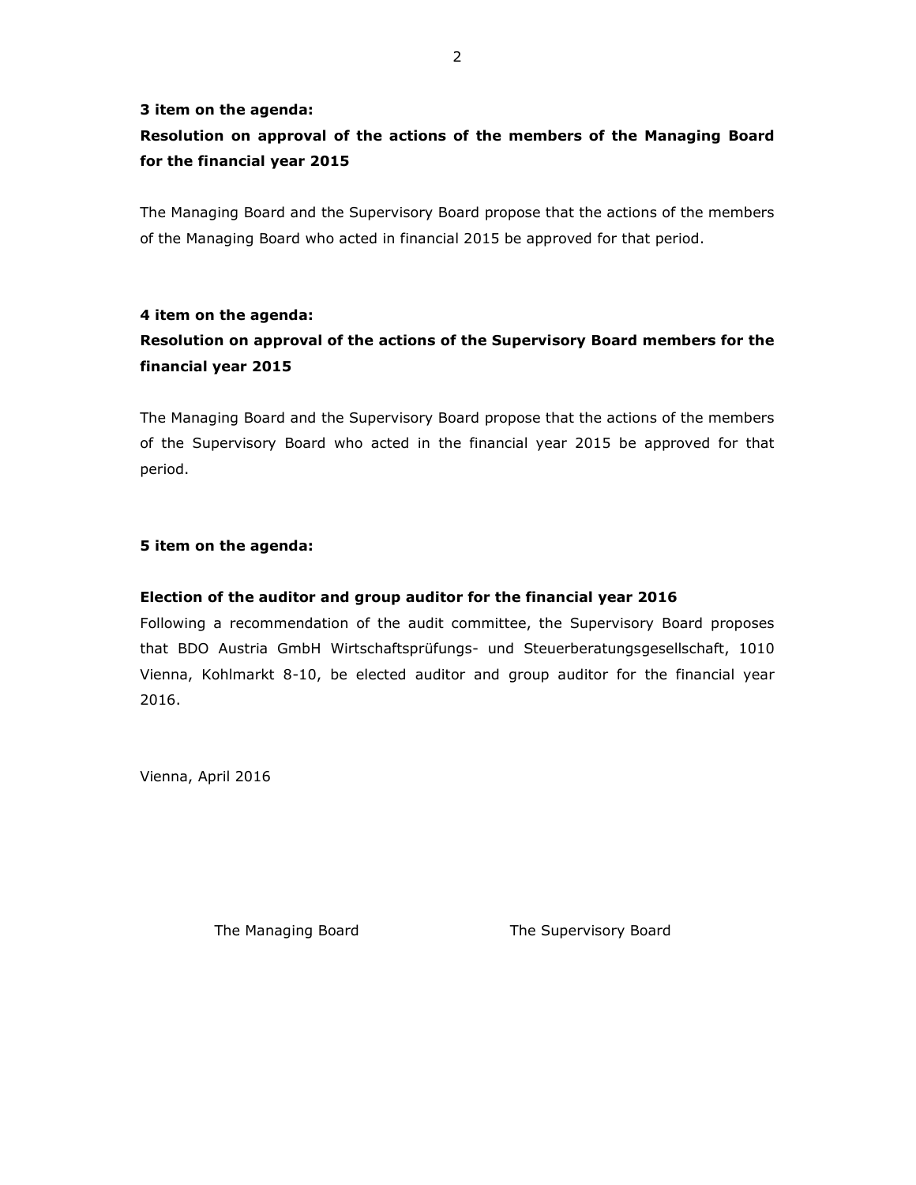**3 item on the agenda:**

**Resolution on approval of the actions of the members of the Managing Board for the financial year 2015**

The Managing Board and the Supervisory Board propose that the actions of the members of the Managing Board who acted in financial 2015 be approved for that period.

**4 item on the agenda:**

**Resolution on approval of the actions of the Supervisory Board members for the financial year 2015**

The Managing Board and the Supervisory Board propose that the actions of the members of the Supervisory Board who acted in the financial year 2015 be approved for that period.

**5 item on the agenda:**

**Election of the auditor and group auditor for the financial year 2016**

Following a recommendation of the audit committee, the Supervisory Board proposes that BDO Austria GmbH Wirtschaftsprüfungs- und Steuerberatungsgesellschaft, 1010 Vienna, Kohlmarkt 8-10, be elected auditor and group auditor for the financial year 2016.

Vienna, April 2016

The Managing Board

The Supervisory Board